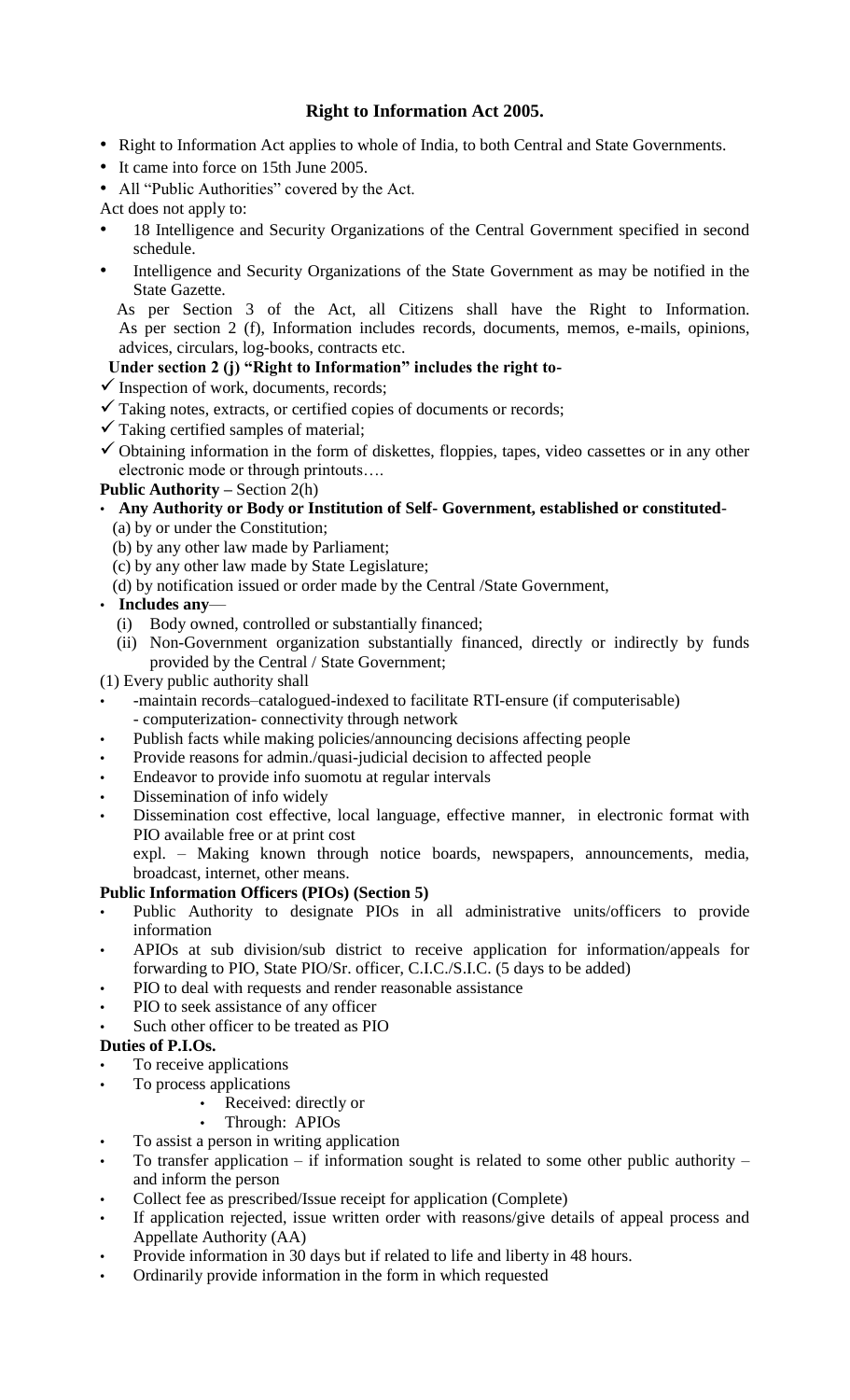# Right to Information Act 2005.

- Right to Information Act applies to whole of India, to both Central and State Governments.
- It came into force on 15th June 2005.
- All "Public Authorities" covered by the Act.

Act does not apply to:

- 18 Intelligence and Security Organizations of the Central Government specified in second schedule.
- Intelligence and Security Organizations of the State Government as may be notified in the State Gazette.

As per Section 3 of the Act, all Citizens shall have the Right to Information. As per section 2 (f), Information includes records, documents, memos, e-mails, opinions, advices, circulars, log-books, contracts etc.

**Under section 2 (j) "Right to Information" includes the right to-**

- ✓ Inspection of work, documents, records;
- ✓ Taking notes, extracts, or certified copies of documents or records;
- ✓ Taking certified samples of material;
- ✓ Obtaining information in the form of diskettes, floppies, tapes, video cassettes or in any other electronic mode or through printouts….

**Public Authority –** Section 2(h)

- **Any Authority or Body or Institution of Self- Government, established or constituted-**
  - (a) by or under the Constitution;
  - (b) by any other law made by Parliament;
  - (c) by any other law made by State Legislature;
  - (d) by notification issued or order made by the Central /State Government,
- **Includes any**—
  - (i) Body owned, controlled or substantially financed;
  - (ii) Non-Government organization substantially financed, directly or indirectly by funds provided by the Central / State Government;

(1) Every public authority shall

- -maintain records–catalogued-indexed to facilitate RTI-ensure (if computerisable)
  - computerization- connectivity through network
- Publish facts while making policies/announcing decisions affecting people
- Provide reasons for admin./quasi-judicial decision to affected people
- Endeavor to provide info suomotu at regular intervals
- Dissemination of info widely
- Dissemination cost effective, local language, effective manner, in electronic format with PIO available free or at print cost

  expl. – Making known through notice boards, newspapers, announcements, media, broadcast, internet, other means.

**Public Information Officers (PIOs) (Section 5)**

- Public Authority to designate PIOs in all administrative units/officers to provide information
- APIOs at sub division/sub district to receive application for information/appeals for forwarding to PIO, State PIO/Sr. officer, C.I.C./S.I.C. (5 days to be added)
- PIO to deal with requests and render reasonable assistance
- PIO to seek assistance of any officer
- Such other officer to be treated as PIO

**Duties of P.I.Os.**

- To receive applications
- To process applications
  - Received: directly or
  - Through: APIOs
- To assist a person in writing application
- To transfer application – if information sought is related to some other public authority – and inform the person
- Collect fee as prescribed/Issue receipt for application (Complete)
- If application rejected, issue written order with reasons/give details of appeal process and Appellate Authority (AA)
- Provide information in 30 days but if related to life and liberty in 48 hours.
- Ordinarily provide information in the form in which requested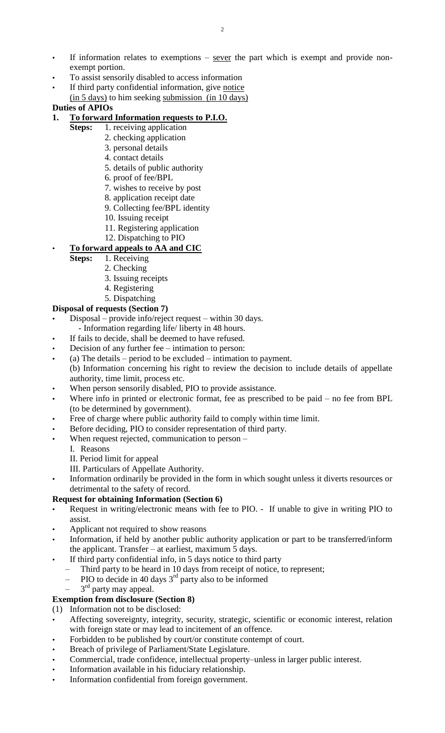- If information relates to exemptions – <u>sever</u> the part which is exempt and provide non-exempt portion.
- To assist sensorily disabled to access information
- If third party confidential information, give <u>notice</u> <u>(in 5 days)</u> to him seeking <u>submission (in 10 days)</u>

**Duties of APIOs**

1. **<u>To forward Information requests to P.I.O.</u>**

   **Steps:** 1. receiving application
   2. checking application
   3. personal details
   4. contact details
   5. details of public authority
   6. proof of fee/BPL
   7. wishes to receive by post
   8. application receipt date
   9. Collecting fee/BPL identity
   10. Issuing receipt
   11. Registering application
   12. Dispatching to PIO

- **<u>To forward appeals to AA and CIC</u>**

   **Steps:** 1. Receiving
   2. Checking
   3. Issuing receipts
   4. Registering
   5. Dispatching

**Disposal of requests (Section 7)**

- Disposal – provide info/reject request – within 30 days.
  - Information regarding life/ liberty in 48 hours.
- If fails to decide, shall be deemed to have refused.
- Decision of any further fee – intimation to person:
- (a) The details – period to be excluded – intimation to payment.
  (b) Information concerning his right to review the decision to include details of appellate authority, time limit, process etc.
- When person sensorily disabled, PIO to provide assistance.
- Where info in printed or electronic format, fee as prescribed to be paid – no fee from BPL (to be determined by government).
- Free of charge where public authority faild to comply within time limit.
- Before deciding, PIO to consider representation of third party.
- When request rejected, communication to person –
  I. Reasons
  II. Period limit for appeal
  III. Particulars of Appellate Authority.
- Information ordinarily be provided in the form in which sought unless it diverts resources or detrimental to the safety of record.

**Request for obtaining Information (Section 6)**

- Request in writing/electronic means with fee to PIO. - If unable to give in writing PIO to assist.
- Applicant not required to show reasons
- Information, if held by another public authority application or part to be transferred/inform the applicant. Transfer – at earliest, maximum 5 days.
- If third party confidential info, in 5 days notice to third party
  - Third party to be heard in 10 days from receipt of notice, to represent;
  - PIO to decide in 40 days 3rd party also to be informed
  - 3rd party may appeal.

**Exemption from disclosure (Section 8)**

(1) Information not to be disclosed:

- Affecting sovereignty, integrity, security, strategic, scientific or economic interest, relation with foreign state or may lead to incitement of an offence.
- Forbidden to be published by court/or constitute contempt of court.
- Breach of privilege of Parliament/State Legislature.
- Commercial, trade confidence, intellectual property–unless in larger public interest.
- Information available in his fiduciary relationship.
- Information confidential from foreign government.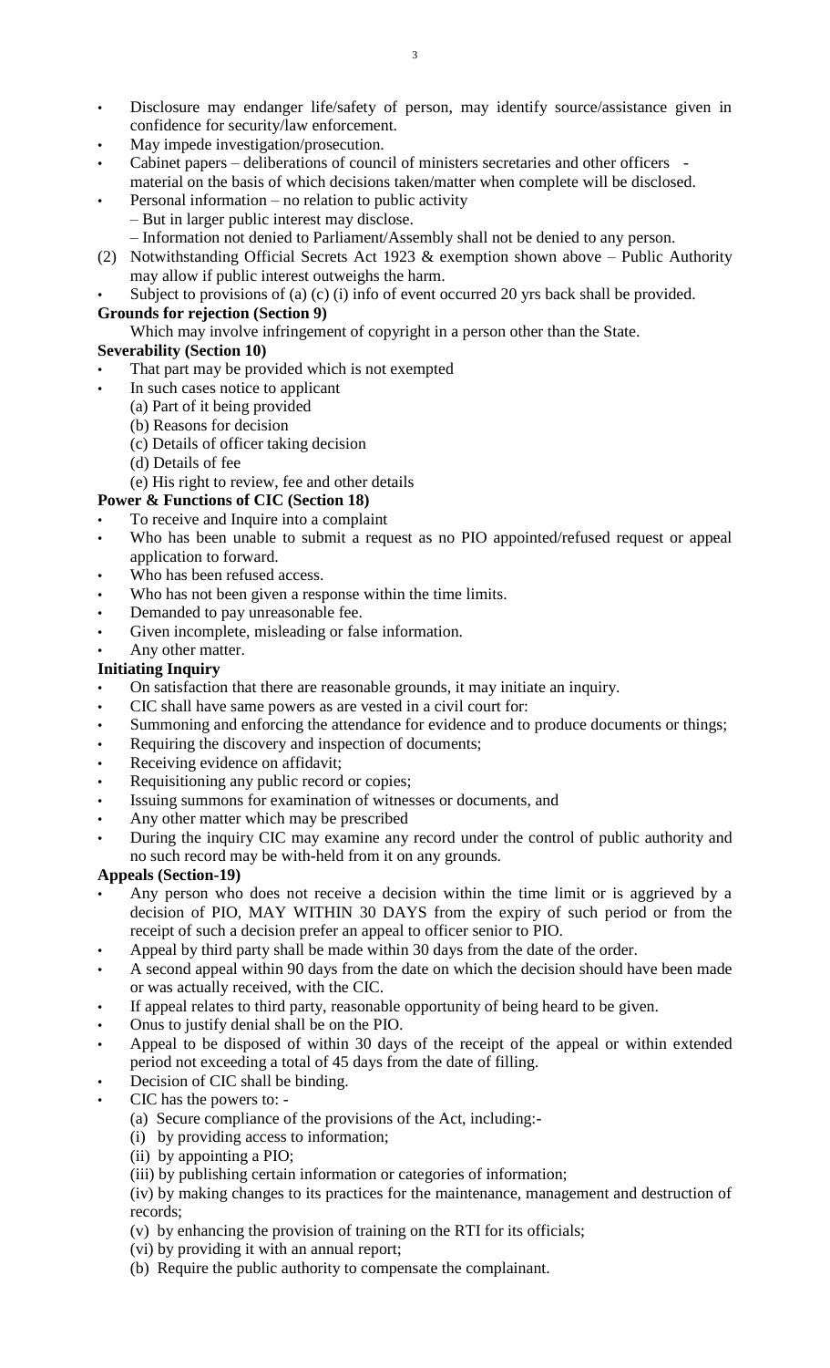- Disclosure may endanger life/safety of person, may identify source/assistance given in confidence for security/law enforcement.
- May impede investigation/prosecution.
- Cabinet papers – deliberations of council of ministers secretaries and other officers - material on the basis of which decisions taken/matter when complete will be disclosed.
- Personal information – no relation to public activity
  – But in larger public interest may disclose.
  – Information not denied to Parliament/Assembly shall not be denied to any person.

(2) Notwithstanding Official Secrets Act 1923 & exemption shown above – Public Authority may allow if public interest outweighs the harm.

- Subject to provisions of (a) (c) (i) info of event occurred 20 yrs back shall be provided.

**Grounds for rejection (Section 9)**

Which may involve infringement of copyright in a person other than the State.

**Severability (Section 10)**

- That part may be provided which is not exempted
- In such cases notice to applicant
  - (a) Part of it being provided
  - (b) Reasons for decision
  - (c) Details of officer taking decision
  - (d) Details of fee
  - (e) His right to review, fee and other details

**Power & Functions of CIC (Section 18)**

- To receive and Inquire into a complaint
- Who has been unable to submit a request as no PIO appointed/refused request or appeal application to forward.
- Who has been refused access.
- Who has not been given a response within the time limits.
- Demanded to pay unreasonable fee.
- Given incomplete, misleading or false information.
- Any other matter.

**Initiating Inquiry**

- On satisfaction that there are reasonable grounds, it may initiate an inquiry.
- CIC shall have same powers as are vested in a civil court for:
- Summoning and enforcing the attendance for evidence and to produce documents or things;
- Requiring the discovery and inspection of documents;
- Receiving evidence on affidavit;
- Requisitioning any public record or copies;
- Issuing summons for examination of witnesses or documents, and
- Any other matter which may be prescribed
- During the inquiry CIC may examine any record under the control of public authority and no such record may be with-held from it on any grounds.

**Appeals (Section-19)**

- Any person who does not receive a decision within the time limit or is aggrieved by a decision of PIO, MAY WITHIN 30 DAYS from the expiry of such period or from the receipt of such a decision prefer an appeal to officer senior to PIO.
- Appeal by third party shall be made within 30 days from the date of the order.
- A second appeal within 90 days from the date on which the decision should have been made or was actually received, with the CIC.
- If appeal relates to third party, reasonable opportunity of being heard to be given.
- Onus to justify denial shall be on the PIO.
- Appeal to be disposed of within 30 days of the receipt of the appeal or within extended period not exceeding a total of 45 days from the date of filling.
- Decision of CIC shall be binding.
- CIC has the powers to: -
  - (a) Secure compliance of the provisions of the Act, including:-
  - (i) by providing access to information;
  - (ii) by appointing a PIO;
  - (iii) by publishing certain information or categories of information;
  - (iv) by making changes to its practices for the maintenance, management and destruction of records;
  - (v) by enhancing the provision of training on the RTI for its officials;
  - (vi) by providing it with an annual report;
  - (b) Require the public authority to compensate the complainant.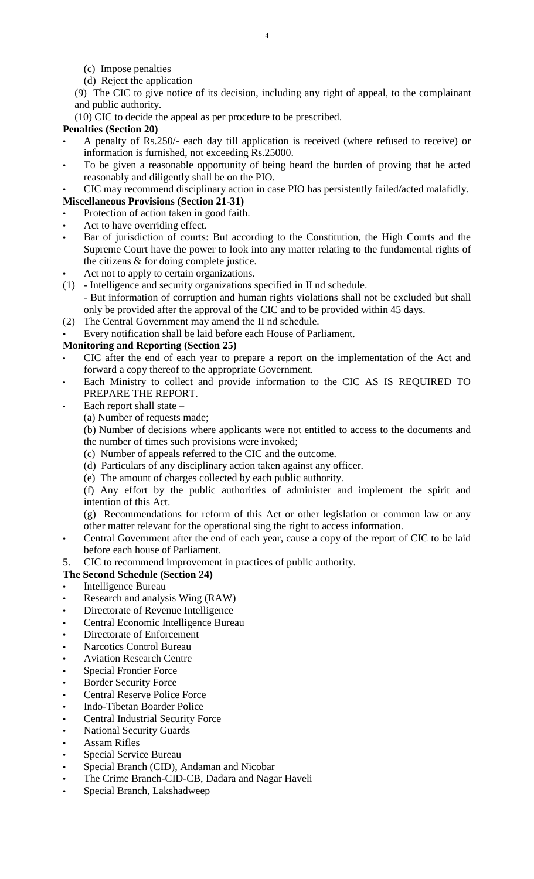(c) Impose penalties

(d) Reject the application

(9) The CIC to give notice of its decision, including any right of appeal, to the complainant and public authority.

(10) CIC to decide the appeal as per procedure to be prescribed.

**Penalties (Section 20)**

- A penalty of Rs.250/- each day till application is received (where refused to receive) or information is furnished, not exceeding Rs.25000.
- To be given a reasonable opportunity of being heard the burden of proving that he acted reasonably and diligently shall be on the PIO.
- CIC may recommend disciplinary action in case PIO has persistently failed/acted malafidly.

**Miscellaneous Provisions (Section 21-31)**

- Protection of action taken in good faith.
- Act to have overriding effect.
- Bar of jurisdiction of courts: But according to the Constitution, the High Courts and the Supreme Court have the power to look into any matter relating to the fundamental rights of the citizens & for doing complete justice.
- Act not to apply to certain organizations.

(1) - Intelligence and security organizations specified in II nd schedule.
- But information of corruption and human rights violations shall not be excluded but shall only be provided after the approval of the CIC and to be provided within 45 days.

(2) The Central Government may amend the II nd schedule.

- Every notification shall be laid before each House of Parliament.

**Monitoring and Reporting (Section 25)**

- CIC after the end of each year to prepare a report on the implementation of the Act and forward a copy thereof to the appropriate Government.
- Each Ministry to collect and provide information to the CIC AS IS REQUIRED TO PREPARE THE REPORT.
- Each report shall state –
  (a) Number of requests made;
  (b) Number of decisions where applicants were not entitled to access to the documents and the number of times such provisions were invoked;
  (c) Number of appeals referred to the CIC and the outcome.
  (d) Particulars of any disciplinary action taken against any officer.
  (e) The amount of charges collected by each public authority.
  (f) Any effort by the public authorities of administer and implement the spirit and intention of this Act.
  (g) Recommendations for reform of this Act or other legislation or common law or any other matter relevant for the operational sing the right to access information.
- Central Government after the end of each year, cause a copy of the report of CIC to be laid before each house of Parliament.

5. CIC to recommend improvement in practices of public authority.

**The Second Schedule (Section 24)**

- Intelligence Bureau
- Research and analysis Wing (RAW)
- Directorate of Revenue Intelligence
- Central Economic Intelligence Bureau
- Directorate of Enforcement
- Narcotics Control Bureau
- Aviation Research Centre
- Special Frontier Force
- Border Security Force
- Central Reserve Police Force
- Indo-Tibetan Boarder Police
- Central Industrial Security Force
- National Security Guards
- Assam Rifles
- Special Service Bureau
- Special Branch (CID), Andaman and Nicobar
- The Crime Branch-CID-CB, Dadara and Nagar Haveli
- Special Branch, Lakshadweep